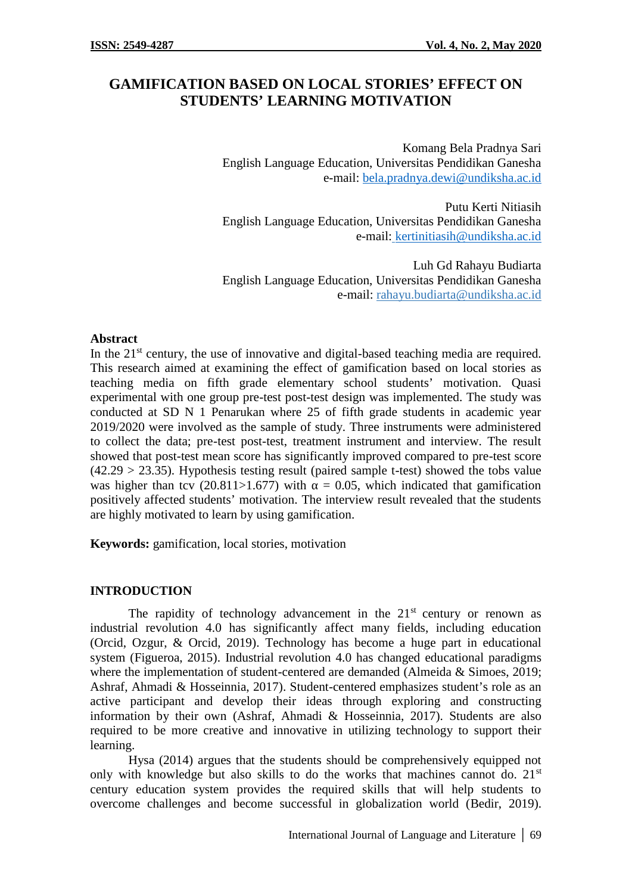# GAMIFICATION BASED ON LOCAL STORIES' EFFECT ON STUDENTS' LEARNING MOTIVATION

Komang Bela Pradnya Sari
English Language Education, Universitas Pendidikan Ganesha
e-mail: bela.pradnya.dewi@undiksha.ac.id

Putu Kerti Nitiasih
English Language Education, Universitas Pendidikan Ganesha
e-mail: kertinitiasih@undiksha.ac.id

Luh Gd Rahayu Budiarta
English Language Education, Universitas Pendidikan Ganesha
e-mail: rahayu.budiarta@undiksha.ac.id

## Abstract

In the 21st century, the use of innovative and digital-based teaching media are required. This research aimed at examining the effect of gamification based on local stories as teaching media on fifth grade elementary school students' motivation. Quasi experimental with one group pre-test post-test design was implemented. The study was conducted at SD N 1 Penarukan where 25 of fifth grade students in academic year 2019/2020 were involved as the sample of study. Three instruments were administered to collect the data; pre-test post-test, treatment instrument and interview. The result showed that post-test mean score has significantly improved compared to pre-test score (42.29 > 23.35). Hypothesis testing result (paired sample t-test) showed the tobs value was higher than tcv (20.811>1.677) with $\alpha = 0.05$, which indicated that gamification positively affected students' motivation. The interview result revealed that the students are highly motivated to learn by using gamification.

**Keywords:** gamification, local stories, motivation

## INTRODUCTION

The rapidity of technology advancement in the 21st century or renown as industrial revolution 4.0 has significantly affect many fields, including education (Orcid, Ozgur, & Orcid, 2019). Technology has become a huge part in educational system (Figueroa, 2015). Industrial revolution 4.0 has changed educational paradigms where the implementation of student-centered are demanded (Almeida & Simoes, 2019; Ashraf, Ahmadi & Hosseinnia, 2017). Student-centered emphasizes student's role as an active participant and develop their ideas through exploring and constructing information by their own (Ashraf, Ahmadi & Hosseinnia, 2017). Students are also required to be more creative and innovative in utilizing technology to support their learning.

Hysa (2014) argues that the students should be comprehensively equipped not only with knowledge but also skills to do the works that machines cannot do. 21st century education system provides the required skills that will help students to overcome challenges and become successful in globalization world (Bedir, 2019).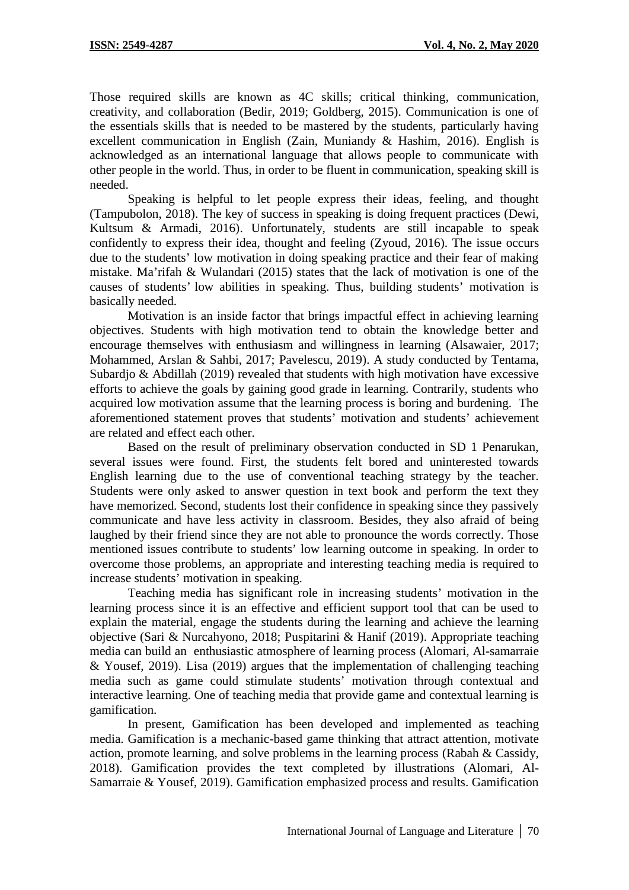Those required skills are known as 4C skills; critical thinking, communication, creativity, and collaboration (Bedir, 2019; Goldberg, 2015). Communication is one of the essentials skills that is needed to be mastered by the students, particularly having excellent communication in English (Zain, Muniandy & Hashim, 2016). English is acknowledged as an international language that allows people to communicate with other people in the world. Thus, in order to be fluent in communication, speaking skill is needed.

Speaking is helpful to let people express their ideas, feeling, and thought (Tampubolon, 2018). The key of success in speaking is doing frequent practices (Dewi, Kultsum & Armadi, 2016). Unfortunately, students are still incapable to speak confidently to express their idea, thought and feeling (Zyoud, 2016). The issue occurs due to the students' low motivation in doing speaking practice and their fear of making mistake. Ma'rifah & Wulandari (2015) states that the lack of motivation is one of the causes of students' low abilities in speaking. Thus, building students' motivation is basically needed.

Motivation is an inside factor that brings impactful effect in achieving learning objectives. Students with high motivation tend to obtain the knowledge better and encourage themselves with enthusiasm and willingness in learning (Alsawaier, 2017; Mohammed, Arslan & Sahbi, 2017; Pavelescu, 2019). A study conducted by Tentama, Subardjo & Abdillah (2019) revealed that students with high motivation have excessive efforts to achieve the goals by gaining good grade in learning. Contrarily, students who acquired low motivation assume that the learning process is boring and burdening. The aforementioned statement proves that students' motivation and students' achievement are related and effect each other.

Based on the result of preliminary observation conducted in SD 1 Penarukan, several issues were found. First, the students felt bored and uninterested towards English learning due to the use of conventional teaching strategy by the teacher. Students were only asked to answer question in text book and perform the text they have memorized. Second, students lost their confidence in speaking since they passively communicate and have less activity in classroom. Besides, they also afraid of being laughed by their friend since they are not able to pronounce the words correctly. Those mentioned issues contribute to students' low learning outcome in speaking. In order to overcome those problems, an appropriate and interesting teaching media is required to increase students' motivation in speaking.

Teaching media has significant role in increasing students' motivation in the learning process since it is an effective and efficient support tool that can be used to explain the material, engage the students during the learning and achieve the learning objective (Sari & Nurcahyono, 2018; Puspitarini & Hanif (2019). Appropriate teaching media can build an enthusiastic atmosphere of learning process (Alomari, Al-samarraie & Yousef, 2019). Lisa (2019) argues that the implementation of challenging teaching media such as game could stimulate students' motivation through contextual and interactive learning. One of teaching media that provide game and contextual learning is gamification.

In present, Gamification has been developed and implemented as teaching media. Gamification is a mechanic-based game thinking that attract attention, motivate action, promote learning, and solve problems in the learning process (Rabah & Cassidy, 2018). Gamification provides the text completed by illustrations (Alomari, Al-Samarraie & Yousef, 2019). Gamification emphasized process and results. Gamification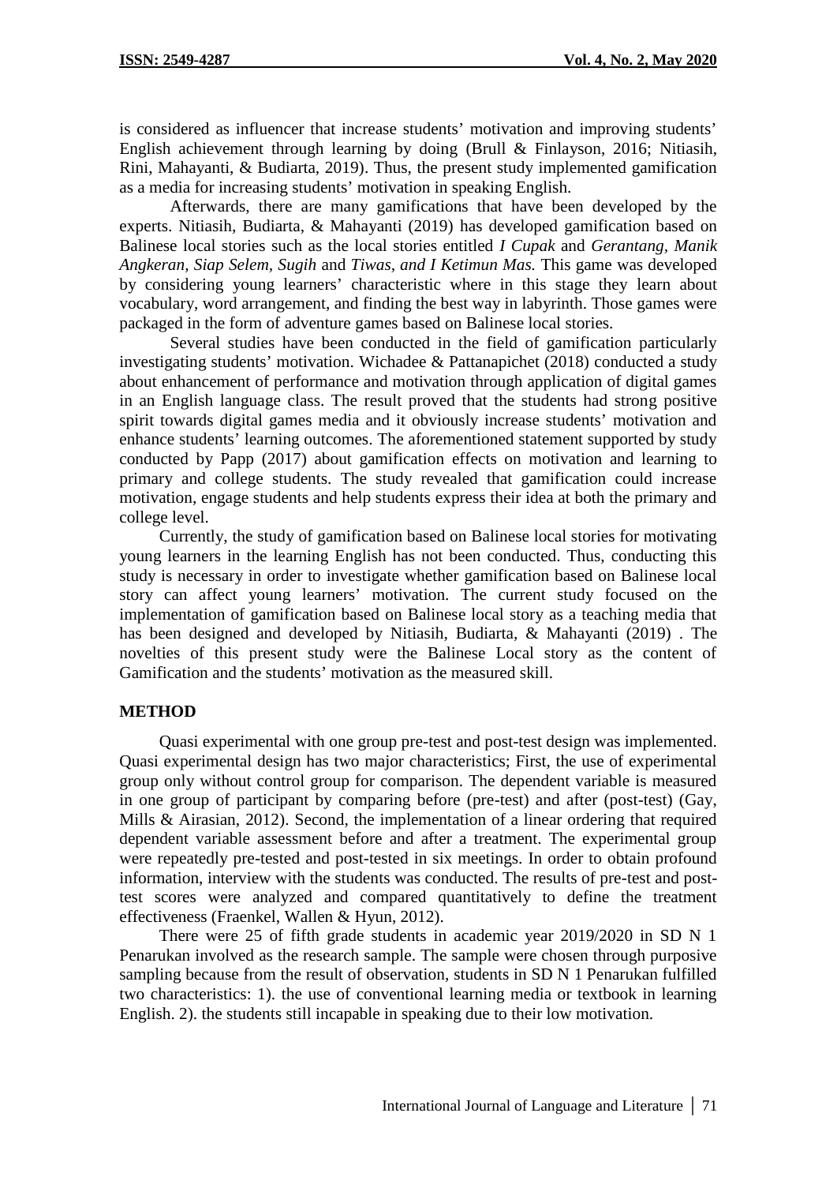is considered as influencer that increase students' motivation and improving students' English achievement through learning by doing (Brull & Finlayson, 2016; Nitiasih, Rini, Mahayanti, & Budiarta, 2019). Thus, the present study implemented gamification as a media for increasing students' motivation in speaking English.

Afterwards, there are many gamifications that have been developed by the experts. Nitiasih, Budiarta, & Mahayanti (2019) has developed gamification based on Balinese local stories such as the local stories entitled *I Cupak* and *Gerantang, Manik Angkeran, Siap Selem, Sugih* and *Tiwas, and I Ketimun Mas.* This game was developed by considering young learners' characteristic where in this stage they learn about vocabulary, word arrangement, and finding the best way in labyrinth. Those games were packaged in the form of adventure games based on Balinese local stories.

Several studies have been conducted in the field of gamification particularly investigating students' motivation. Wichadee & Pattanapichet (2018) conducted a study about enhancement of performance and motivation through application of digital games in an English language class. The result proved that the students had strong positive spirit towards digital games media and it obviously increase students' motivation and enhance students' learning outcomes. The aforementioned statement supported by study conducted by Papp (2017) about gamification effects on motivation and learning to primary and college students. The study revealed that gamification could increase motivation, engage students and help students express their idea at both the primary and college level.

Currently, the study of gamification based on Balinese local stories for motivating young learners in the learning English has not been conducted. Thus, conducting this study is necessary in order to investigate whether gamification based on Balinese local story can affect young learners' motivation. The current study focused on the implementation of gamification based on Balinese local story as a teaching media that has been designed and developed by Nitiasih, Budiarta, & Mahayanti (2019) . The novelties of this present study were the Balinese Local story as the content of Gamification and the students' motivation as the measured skill.

## METHOD

Quasi experimental with one group pre-test and post-test design was implemented. Quasi experimental design has two major characteristics; First, the use of experimental group only without control group for comparison. The dependent variable is measured in one group of participant by comparing before (pre-test) and after (post-test) (Gay, Mills & Airasian, 2012). Second, the implementation of a linear ordering that required dependent variable assessment before and after a treatment. The experimental group were repeatedly pre-tested and post-tested in six meetings. In order to obtain profound information, interview with the students was conducted. The results of pre-test and post-test scores were analyzed and compared quantitatively to define the treatment effectiveness (Fraenkel, Wallen & Hyun, 2012).

There were 25 of fifth grade students in academic year 2019/2020 in SD N 1 Penarukan involved as the research sample. The sample were chosen through purposive sampling because from the result of observation, students in SD N 1 Penarukan fulfilled two characteristics: 1). the use of conventional learning media or textbook in learning English. 2). the students still incapable in speaking due to their low motivation.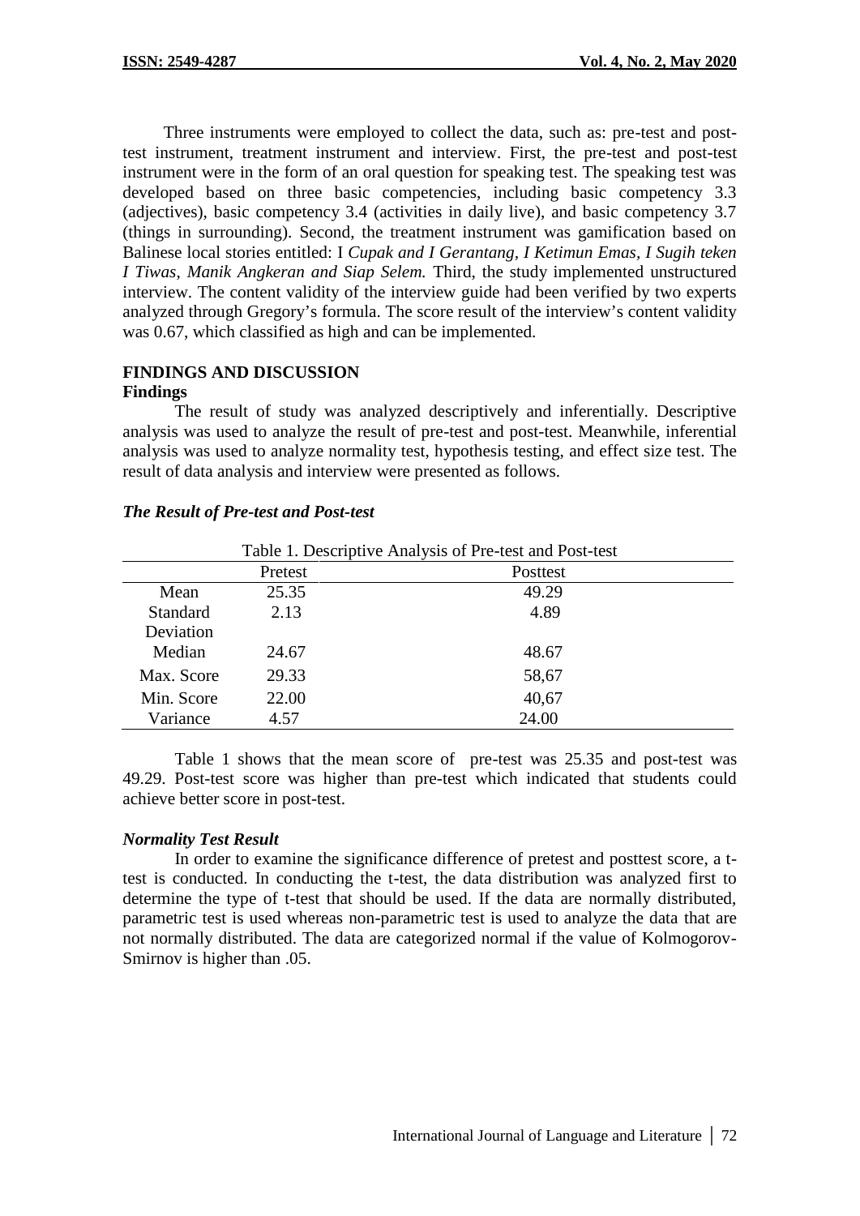Three instruments were employed to collect the data, such as: pre-test and post-test instrument, treatment instrument and interview. First, the pre-test and post-test instrument were in the form of an oral question for speaking test. The speaking test was developed based on three basic competencies, including basic competency 3.3 (adjectives), basic competency 3.4 (activities in daily live), and basic competency 3.7 (things in surrounding). Second, the treatment instrument was gamification based on Balinese local stories entitled: I *Cupak and I Gerantang, I Ketimun Emas, I Sugih teken I Tiwas, Manik Angkeran and Siap Selem.* Third, the study implemented unstructured interview. The content validity of the interview guide had been verified by two experts analyzed through Gregory's formula. The score result of the interview's content validity was 0.67, which classified as high and can be implemented.

## FINDINGS AND DISCUSSION

### Findings

The result of study was analyzed descriptively and inferentially. Descriptive analysis was used to analyze the result of pre-test and post-test. Meanwhile, inferential analysis was used to analyze normality test, hypothesis testing, and effect size test. The result of data analysis and interview were presented as follows.

#### *The Result of Pre-test and Post-test*

Table 1. Descriptive Analysis of Pre-test and Post-test

| | Pretest | Posttest |
|---|---|---|
| Mean | 25.35 | 49.29 |
| Standard Deviation | 2.13 | 4.89 |
| Median | 24.67 | 48.67 |
| Max. Score | 29.33 | 58,67 |
| Min. Score | 22.00 | 40,67 |
| Variance | 4.57 | 24.00 |

Table 1 shows that the mean score of pre-test was 25.35 and post-test was 49.29. Post-test score was higher than pre-test which indicated that students could achieve better score in post-test.

#### *Normality Test Result*

In order to examine the significance difference of pretest and posttest score, a t-test is conducted. In conducting the t-test, the data distribution was analyzed first to determine the type of t-test that should be used. If the data are normally distributed, parametric test is used whereas non-parametric test is used to analyze the data that are not normally distributed. The data are categorized normal if the value of Kolmogorov-Smirnov is higher than .05.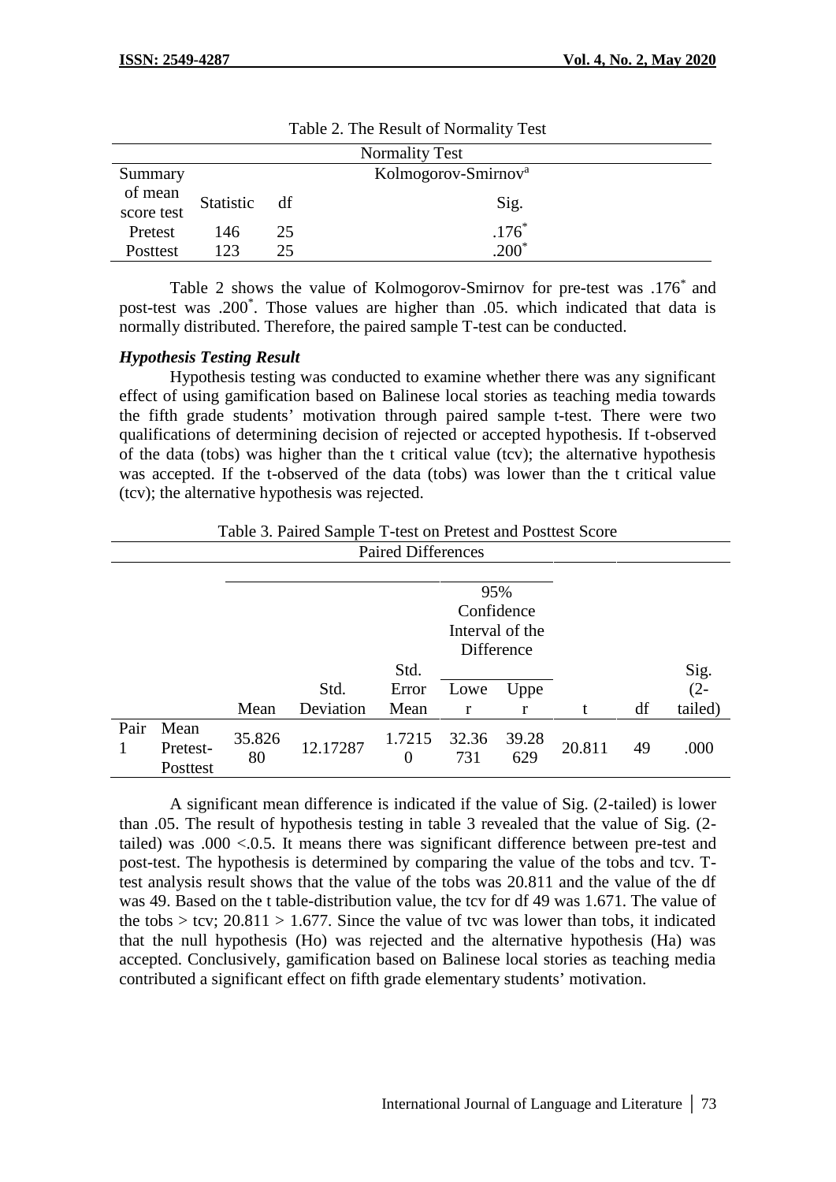Table 2. The Result of Normality Test

| Normality Test | | | |
|---|---|---|---|
| Summary of mean score test | Kolmogorov-Smirnov[a] | | |
| | Statistic | df | Sig. |
| Pretest | 146 | 25 | .176* |
| Posttest | 123 | 25 | .200* |

Table 2 shows the value of Kolmogorov-Smirnov for pre-test was .176* and post-test was .200*. Those values are higher than .05. which indicated that data is normally distributed. Therefore, the paired sample T-test can be conducted.

***Hypothesis Testing Result***

Hypothesis testing was conducted to examine whether there was any significant effect of using gamification based on Balinese local stories as teaching media towards the fifth grade students' motivation through paired sample t-test. There were two qualifications of determining decision of rejected or accepted hypothesis. If t-observed of the data (tobs) was higher than the t critical value (tcv); the alternative hypothesis was accepted. If the t-observed of the data (tobs) was lower than the t critical value (tcv); the alternative hypothesis was rejected.

Table 3. Paired Sample T-test on Pretest and Posttest Score

| | | Paired Differences | | | | | | | |
|---|---|---|---|---|---|---|---|---|---|
| | | | | | 95% Confidence Interval of the Difference | | | | |
| | | Mean | Std. Deviation | Std. Error Mean | Lower | Upper | t | df | Sig. (2-tailed) |
| Pair 1 | Mean Pretest-Posttest | 35.82680 | 12.17287 | 1.72150 | 32.36731 | 39.28629 | 20.811 | 49 | .000 |

A significant mean difference is indicated if the value of Sig. (2-tailed) is lower than .05. The result of hypothesis testing in table 3 revealed that the value of Sig. (2-tailed) was .000 <.0.5. It means there was significant difference between pre-test and post-test. The hypothesis is determined by comparing the value of the tobs and tcv. T-test analysis result shows that the value of the tobs was 20.811 and the value of the df was 49. Based on the t table-distribution value, the tcv for df 49 was 1.671. The value of the tobs > tcv; 20.811 > 1.677. Since the value of tvc was lower than tobs, it indicated that the null hypothesis (Ho) was rejected and the alternative hypothesis (Ha) was accepted. Conclusively, gamification based on Balinese local stories as teaching media contributed a significant effect on fifth grade elementary students' motivation.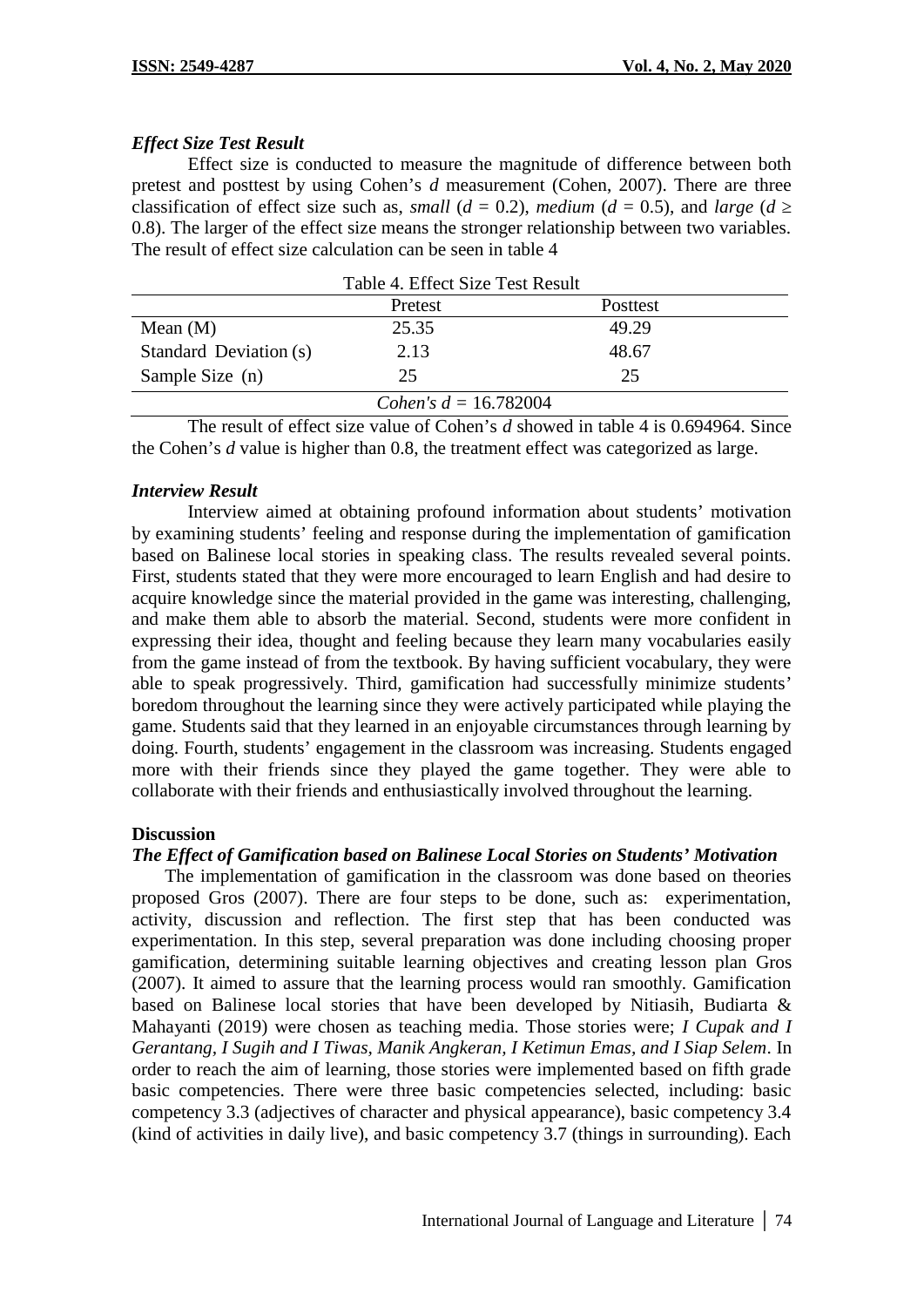### *Effect Size Test Result*

Effect size is conducted to measure the magnitude of difference between both pretest and posttest by using Cohen's *d* measurement (Cohen, 2007). There are three classification of effect size such as, *small* ($d = 0.2$), *medium* ($d = 0.5$), and *large* ($d \geq 0.8$). The larger of the effect size means the stronger relationship between two variables. The result of effect size calculation can be seen in table 4

Table 4. Effect Size Test Result

| | Pretest | Posttest |
|---|---|---|
| Mean (M) | 25.35 | 49.29 |
| Standard Deviation (s) | 2.13 | 48.67 |
| Sample Size (n) | 25 | 25 |
| *Cohen's d* = 16.782004 | | |

The result of effect size value of Cohen's *d* showed in table 4 is 0.694964. Since the Cohen's *d* value is higher than 0.8, the treatment effect was categorized as large.

### *Interview Result*

Interview aimed at obtaining profound information about students' motivation by examining students' feeling and response during the implementation of gamification based on Balinese local stories in speaking class. The results revealed several points. First, students stated that they were more encouraged to learn English and had desire to acquire knowledge since the material provided in the game was interesting, challenging, and make them able to absorb the material. Second, students were more confident in expressing their idea, thought and feeling because they learn many vocabularies easily from the game instead of from the textbook. By having sufficient vocabulary, they were able to speak progressively. Third, gamification had successfully minimize students' boredom throughout the learning since they were actively participated while playing the game. Students said that they learned in an enjoyable circumstances through learning by doing. Fourth, students' engagement in the classroom was increasing. Students engaged more with their friends since they played the game together. They were able to collaborate with their friends and enthusiastically involved throughout the learning.

## Discussion

### *The Effect of Gamification based on Balinese Local Stories on Students' Motivation*

The implementation of gamification in the classroom was done based on theories proposed Gros (2007). There are four steps to be done, such as: experimentation, activity, discussion and reflection. The first step that has been conducted was experimentation. In this step, several preparation was done including choosing proper gamification, determining suitable learning objectives and creating lesson plan Gros (2007). It aimed to assure that the learning process would ran smoothly. Gamification based on Balinese local stories that have been developed by Nitiasih, Budiarta & Mahayanti (2019) were chosen as teaching media. Those stories were; *I Cupak and I Gerantang, I Sugih and I Tiwas, Manik Angkeran, I Ketimun Emas, and I Siap Selem*. In order to reach the aim of learning, those stories were implemented based on fifth grade basic competencies. There were three basic competencies selected, including: basic competency 3.3 (adjectives of character and physical appearance), basic competency 3.4 (kind of activities in daily live), and basic competency 3.7 (things in surrounding). Each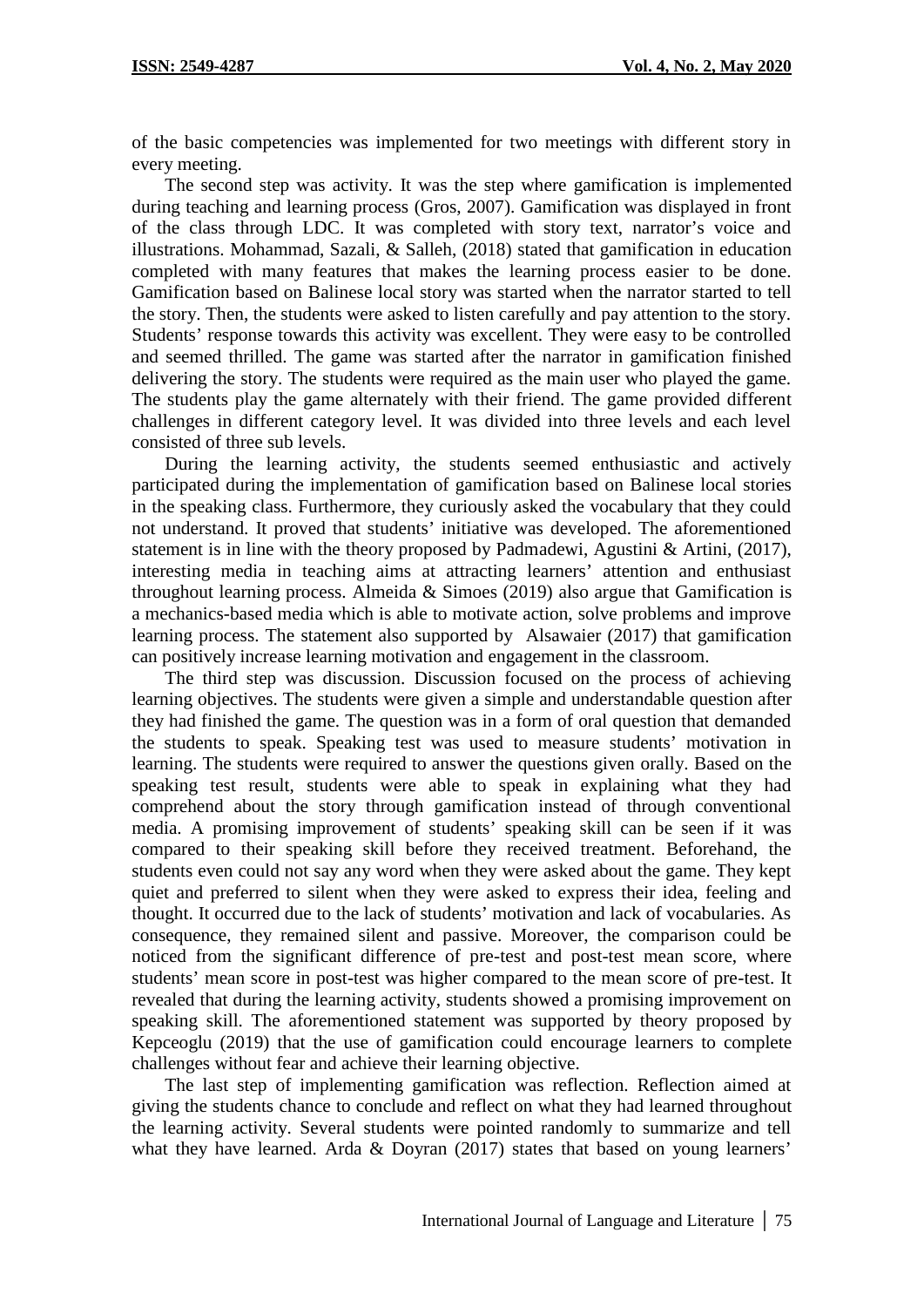of the basic competencies was implemented for two meetings with different story in every meeting.

The second step was activity. It was the step where gamification is implemented during teaching and learning process (Gros, 2007). Gamification was displayed in front of the class through LDC. It was completed with story text, narrator's voice and illustrations. Mohammad, Sazali, & Salleh, (2018) stated that gamification in education completed with many features that makes the learning process easier to be done. Gamification based on Balinese local story was started when the narrator started to tell the story. Then, the students were asked to listen carefully and pay attention to the story. Students' response towards this activity was excellent. They were easy to be controlled and seemed thrilled. The game was started after the narrator in gamification finished delivering the story. The students were required as the main user who played the game. The students play the game alternately with their friend. The game provided different challenges in different category level. It was divided into three levels and each level consisted of three sub levels.

During the learning activity, the students seemed enthusiastic and actively participated during the implementation of gamification based on Balinese local stories in the speaking class. Furthermore, they curiously asked the vocabulary that they could not understand. It proved that students' initiative was developed. The aforementioned statement is in line with the theory proposed by Padmadewi, Agustini & Artini, (2017), interesting media in teaching aims at attracting learners' attention and enthusiast throughout learning process. Almeida & Simoes (2019) also argue that Gamification is a mechanics-based media which is able to motivate action, solve problems and improve learning process. The statement also supported by Alsawaier (2017) that gamification can positively increase learning motivation and engagement in the classroom.

The third step was discussion. Discussion focused on the process of achieving learning objectives. The students were given a simple and understandable question after they had finished the game. The question was in a form of oral question that demanded the students to speak. Speaking test was used to measure students' motivation in learning. The students were required to answer the questions given orally. Based on the speaking test result, students were able to speak in explaining what they had comprehend about the story through gamification instead of through conventional media. A promising improvement of students' speaking skill can be seen if it was compared to their speaking skill before they received treatment. Beforehand, the students even could not say any word when they were asked about the game. They kept quiet and preferred to silent when they were asked to express their idea, feeling and thought. It occurred due to the lack of students' motivation and lack of vocabularies. As consequence, they remained silent and passive. Moreover, the comparison could be noticed from the significant difference of pre-test and post-test mean score, where students' mean score in post-test was higher compared to the mean score of pre-test. It revealed that during the learning activity, students showed a promising improvement on speaking skill. The aforementioned statement was supported by theory proposed by Kepceoglu (2019) that the use of gamification could encourage learners to complete challenges without fear and achieve their learning objective.

The last step of implementing gamification was reflection. Reflection aimed at giving the students chance to conclude and reflect on what they had learned throughout the learning activity. Several students were pointed randomly to summarize and tell what they have learned. Arda & Doyran (2017) states that based on young learners'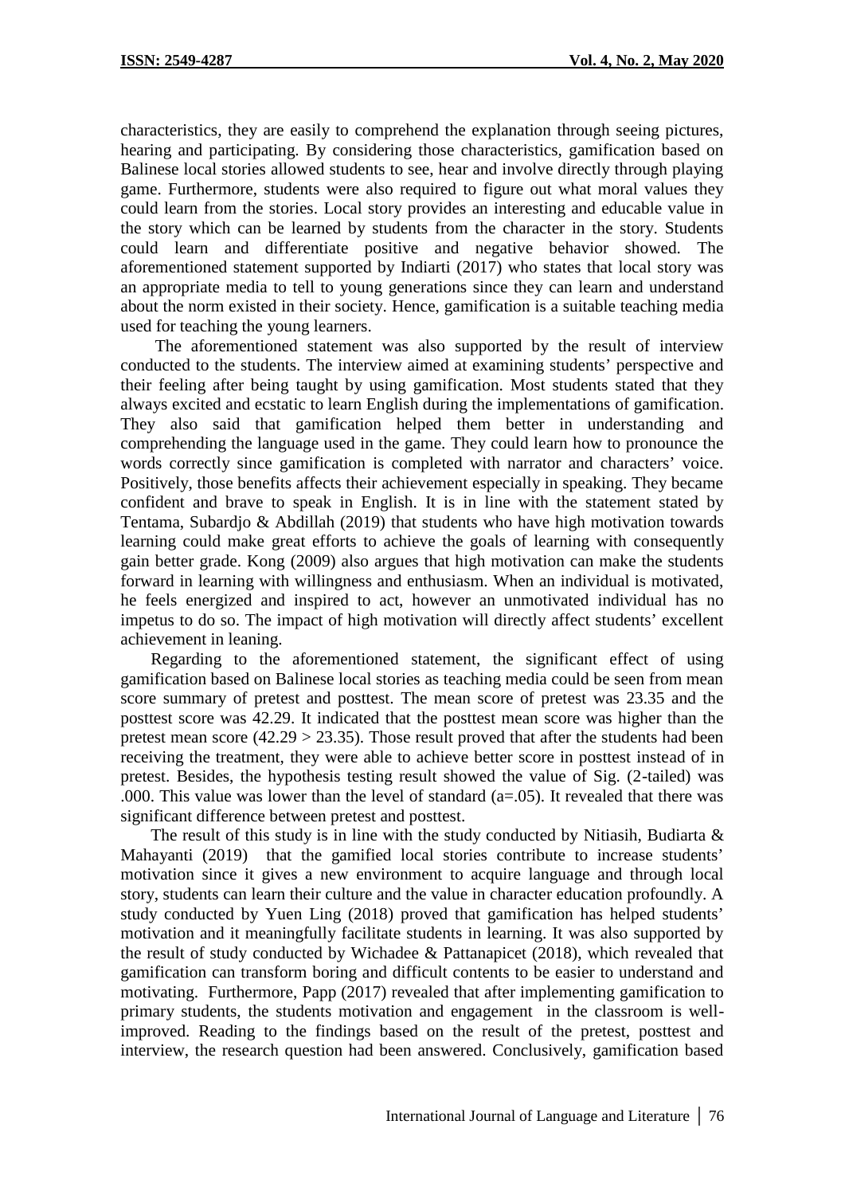characteristics, they are easily to comprehend the explanation through seeing pictures, hearing and participating. By considering those characteristics, gamification based on Balinese local stories allowed students to see, hear and involve directly through playing game. Furthermore, students were also required to figure out what moral values they could learn from the stories. Local story provides an interesting and educable value in the story which can be learned by students from the character in the story. Students could learn and differentiate positive and negative behavior showed. The aforementioned statement supported by Indiarti (2017) who states that local story was an appropriate media to tell to young generations since they can learn and understand about the norm existed in their society. Hence, gamification is a suitable teaching media used for teaching the young learners.

The aforementioned statement was also supported by the result of interview conducted to the students. The interview aimed at examining students' perspective and their feeling after being taught by using gamification. Most students stated that they always excited and ecstatic to learn English during the implementations of gamification. They also said that gamification helped them better in understanding and comprehending the language used in the game. They could learn how to pronounce the words correctly since gamification is completed with narrator and characters' voice. Positively, those benefits affects their achievement especially in speaking. They became confident and brave to speak in English. It is in line with the statement stated by Tentama, Subardjo & Abdillah (2019) that students who have high motivation towards learning could make great efforts to achieve the goals of learning with consequently gain better grade. Kong (2009) also argues that high motivation can make the students forward in learning with willingness and enthusiasm. When an individual is motivated, he feels energized and inspired to act, however an unmotivated individual has no impetus to do so. The impact of high motivation will directly affect students' excellent achievement in leaning.

Regarding to the aforementioned statement, the significant effect of using gamification based on Balinese local stories as teaching media could be seen from mean score summary of pretest and posttest. The mean score of pretest was 23.35 and the posttest score was 42.29. It indicated that the posttest mean score was higher than the pretest mean score (42.29 > 23.35). Those result proved that after the students had been receiving the treatment, they were able to achieve better score in posttest instead of in pretest. Besides, the hypothesis testing result showed the value of Sig. (2-tailed) was .000. This value was lower than the level of standard (a=.05). It revealed that there was significant difference between pretest and posttest.

The result of this study is in line with the study conducted by Nitiasih, Budiarta & Mahayanti (2019) that the gamified local stories contribute to increase students' motivation since it gives a new environment to acquire language and through local story, students can learn their culture and the value in character education profoundly. A study conducted by Yuen Ling (2018) proved that gamification has helped students' motivation and it meaningfully facilitate students in learning. It was also supported by the result of study conducted by Wichadee & Pattanapicet (2018), which revealed that gamification can transform boring and difficult contents to be easier to understand and motivating. Furthermore, Papp (2017) revealed that after implementing gamification to primary students, the students motivation and engagement in the classroom is well-improved. Reading to the findings based on the result of the pretest, posttest and interview, the research question had been answered. Conclusively, gamification based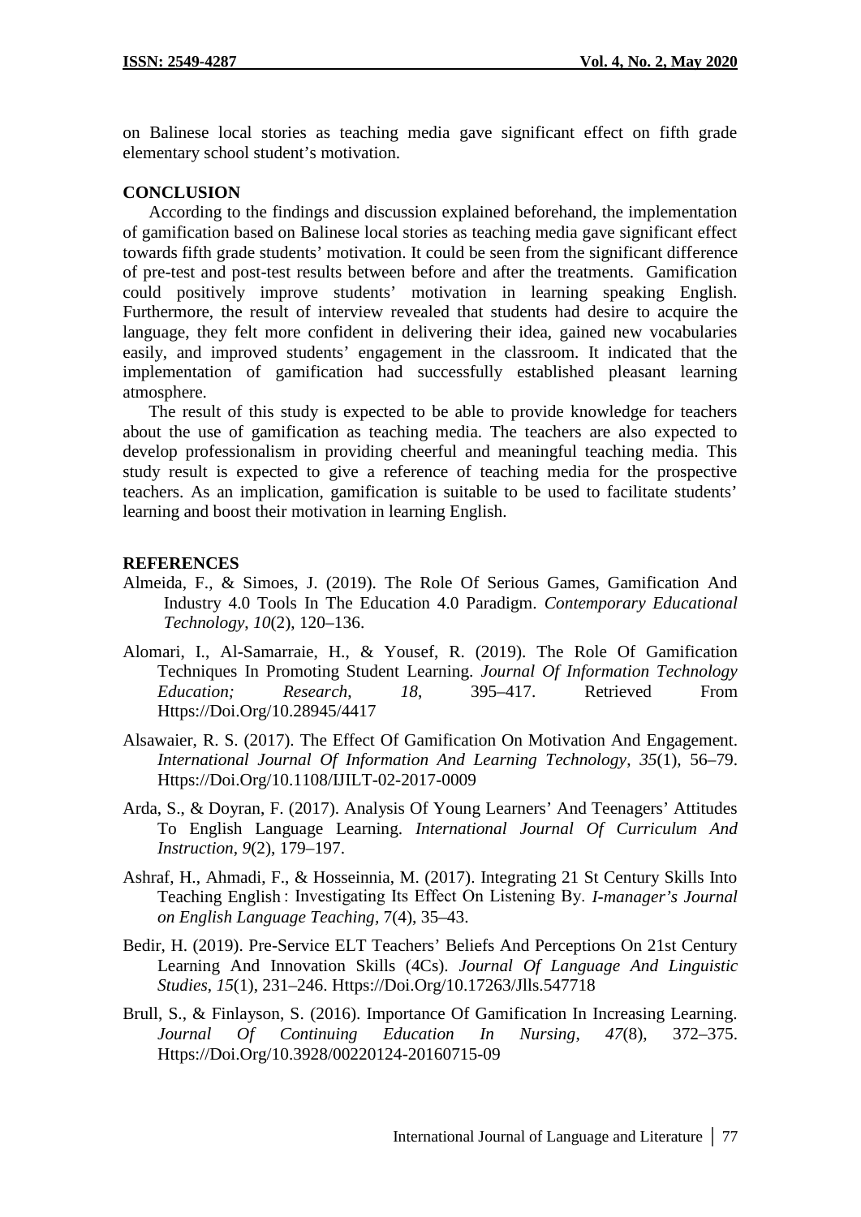on Balinese local stories as teaching media gave significant effect on fifth grade elementary school student's motivation.

## CONCLUSION

According to the findings and discussion explained beforehand, the implementation of gamification based on Balinese local stories as teaching media gave significant effect towards fifth grade students' motivation. It could be seen from the significant difference of pre-test and post-test results between before and after the treatments. Gamification could positively improve students' motivation in learning speaking English. Furthermore, the result of interview revealed that students had desire to acquire the language, they felt more confident in delivering their idea, gained new vocabularies easily, and improved students' engagement in the classroom. It indicated that the implementation of gamification had successfully established pleasant learning atmosphere.

The result of this study is expected to be able to provide knowledge for teachers about the use of gamification as teaching media. The teachers are also expected to develop professionalism in providing cheerful and meaningful teaching media. This study result is expected to give a reference of teaching media for the prospective teachers. As an implication, gamification is suitable to be used to facilitate students' learning and boost their motivation in learning English.

## REFERENCES

Almeida, F., & Simoes, J. (2019). The Role Of Serious Games, Gamification And Industry 4.0 Tools In The Education 4.0 Paradigm. *Contemporary Educational Technology, 10*(2), 120–136.

Alomari, I., Al-Samarraie, H., & Yousef, R. (2019). The Role Of Gamification Techniques In Promoting Student Learning. *Journal Of Information Technology Education; Research*, *18*, 395–417. Retrieved From Https://Doi.Org/10.28945/4417

Alsawaier, R. S. (2017). The Effect Of Gamification On Motivation And Engagement. *International Journal Of Information And Learning Technology*, *35*(1), 56–79. Https://Doi.Org/10.1108/IJILT-02-2017-0009

Arda, S., & Doyran, F. (2017). Analysis Of Young Learners' And Teenagers' Attitudes To English Language Learning. *International Journal Of Curriculum And Instruction*, *9*(2), 179–197.

Ashraf, H., Ahmadi, F., & Hosseinnia, M. (2017). Integrating 21 St Century Skills Into Teaching English : Investigating Its Effect On Listening By. *I-manager's Journal on English Language Teaching*, 7(4), 35–43.

Bedir, H. (2019). Pre-Service ELT Teachers' Beliefs And Perceptions On 21st Century Learning And Innovation Skills (4Cs). *Journal Of Language And Linguistic Studies*, *15*(1), 231–246. Https://Doi.Org/10.17263/Jlls.547718

Brull, S., & Finlayson, S. (2016). Importance Of Gamification In Increasing Learning. *Journal Of Continuing Education In Nursing*, *47*(8), 372–375. Https://Doi.Org/10.3928/00220124-20160715-09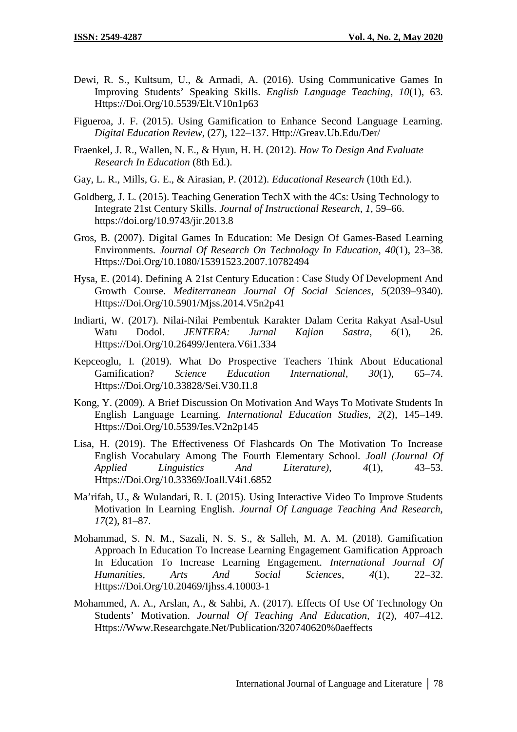Dewi, R. S., Kultsum, U., & Armadi, A. (2016). Using Communicative Games In Improving Students' Speaking Skills. *English Language Teaching*, *10*(1), 63. Https://Doi.Org/10.5539/Elt.V10n1p63

Figueroa, J. F. (2015). Using Gamification to Enhance Second Language Learning. *Digital Education Review*, (27), 122–137. Http://Greav.Ub.Edu/Der/

Fraenkel, J. R., Wallen, N. E., & Hyun, H. H. (2012). *How To Design And Evaluate Research In Education* (8th Ed.).

Gay, L. R., Mills, G. E., & Airasian, P. (2012). *Educational Research* (10th Ed.).

Goldberg, J. L. (2015). Teaching Generation TechX with the 4Cs: Using Technology to Integrate 21st Century Skills. *Journal of Instructional Research*, *1*, 59–66. https://doi.org/10.9743/jir.2013.8

Gros, B. (2007). Digital Games In Education: Me Design Of Games-Based Learning Environments. *Journal Of Research On Technology In Education*, *40*(1), 23–38. Https://Doi.Org/10.1080/15391523.2007.10782494

Hysa, E. (2014). Defining A 21st Century Education : Case Study Of Development And Growth Course. *Mediterranean Journal Of Social Sciences*, *5*(2039–9340). Https://Doi.Org/10.5901/Mjss.2014.V5n2p41

Indiarti, W. (2017). Nilai-Nilai Pembentuk Karakter Dalam Cerita Rakyat Asal-Usul Watu Dodol. *JENTERA: Jurnal Kajian Sastra*, *6*(1), 26. Https://Doi.Org/10.26499/Jentera.V6i1.334

Kepceoglu, I. (2019). What Do Prospective Teachers Think About Educational Gamification? *Science Education International*, *30*(1), 65–74. Https://Doi.Org/10.33828/Sei.V30.I1.8

Kong, Y. (2009). A Brief Discussion On Motivation And Ways To Motivate Students In English Language Learning. *International Education Studies*, *2*(2), 145–149. Https://Doi.Org/10.5539/Ies.V2n2p145

Lisa, H. (2019). The Effectiveness Of Flashcards On The Motivation To Increase English Vocabulary Among The Fourth Elementary School. *Joall (Journal Of Applied Linguistics And Literature)*, *4*(1), 43–53. Https://Doi.Org/10.33369/Joall.V4i1.6852

Ma'rifah, U., & Wulandari, R. I. (2015). Using Interactive Video To Improve Students Motivation In Learning English. *Journal Of Language Teaching And Research*, *17*(2), 81–87.

Mohammad, S. N. M., Sazali, N. S. S., & Salleh, M. A. M. (2018). Gamification Approach In Education To Increase Learning Engagement Gamification Approach In Education To Increase Learning Engagement. *International Journal Of Humanities, Arts And Social Sciences*, *4*(1), 22–32. Https://Doi.Org/10.20469/Ijhss.4.10003-1

Mohammed, A. A., Arslan, A., & Sahbi, A. (2017). Effects Of Use Of Technology On Students' Motivation. *Journal Of Teaching And Education*, *1*(2), 407–412. Https://Www.Researchgate.Net/Publication/320740620%0aeffects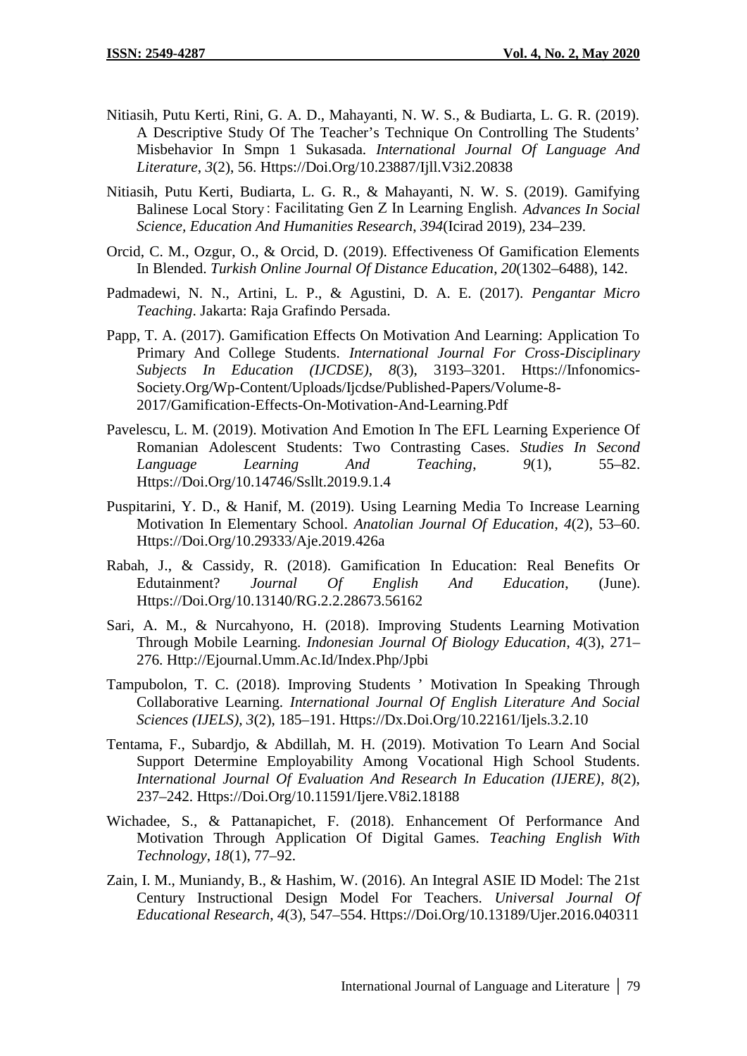Nitiasih, Putu Kerti, Rini, G. A. D., Mahayanti, N. W. S., & Budiarta, L. G. R. (2019). A Descriptive Study Of The Teacher's Technique On Controlling The Students' Misbehavior In Smpn 1 Sukasada. *International Journal Of Language And Literature*, *3*(2), 56. Https://Doi.Org/10.23887/Ijll.V3i2.20838

Nitiasih, Putu Kerti, Budiarta, L. G. R., & Mahayanti, N. W. S. (2019). Gamifying Balinese Local Story : Facilitating Gen Z In Learning English. *Advances In Social Science, Education And Humanities Research*, *394*(Icirad 2019), 234–239.

Orcid, C. M., Ozgur, O., & Orcid, D. (2019). Effectiveness Of Gamification Elements In Blended. *Turkish Online Journal Of Distance Education*, *20*(1302–6488), 142.

Padmadewi, N. N., Artini, L. P., & Agustini, D. A. E. (2017). *Pengantar Micro Teaching*. Jakarta: Raja Grafindo Persada.

Papp, T. A. (2017). Gamification Effects On Motivation And Learning: Application To Primary And College Students. *International Journal For Cross-Disciplinary Subjects In Education (IJCDSE)*, *8*(3), 3193–3201. Https://Infonomics-Society.Org/Wp-Content/Uploads/Ijcdse/Published-Papers/Volume-8-2017/Gamification-Effects-On-Motivation-And-Learning.Pdf

Pavelescu, L. M. (2019). Motivation And Emotion In The EFL Learning Experience Of Romanian Adolescent Students: Two Contrasting Cases. *Studies In Second Language Learning And Teaching*, *9*(1), 55–82. Https://Doi.Org/10.14746/Ssllt.2019.9.1.4

Puspitarini, Y. D., & Hanif, M. (2019). Using Learning Media To Increase Learning Motivation In Elementary School. *Anatolian Journal Of Education*, *4*(2), 53–60. Https://Doi.Org/10.29333/Aje.2019.426a

Rabah, J., & Cassidy, R. (2018). Gamification In Education: Real Benefits Or Edutainment? *Journal Of English And Education*, (June). Https://Doi.Org/10.13140/RG.2.2.28673.56162

Sari, A. M., & Nurcahyono, H. (2018). Improving Students Learning Motivation Through Mobile Learning. *Indonesian Journal Of Biology Education*, *4*(3), 271–276. Http://Ejournal.Umm.Ac.Id/Index.Php/Jpbi

Tampubolon, T. C. (2018). Improving Students ' Motivation In Speaking Through Collaborative Learning. *International Journal Of English Literature And Social Sciences (IJELS)*, *3*(2), 185–191. Https://Dx.Doi.Org/10.22161/Ijels.3.2.10

Tentama, F., Subardjo, & Abdillah, M. H. (2019). Motivation To Learn And Social Support Determine Employability Among Vocational High School Students. *International Journal Of Evaluation And Research In Education (IJERE)*, *8*(2), 237–242. Https://Doi.Org/10.11591/Ijere.V8i2.18188

Wichadee, S., & Pattanapichet, F. (2018). Enhancement Of Performance And Motivation Through Application Of Digital Games. *Teaching English With Technology*, *18*(1), 77–92.

Zain, I. M., Muniandy, B., & Hashim, W. (2016). An Integral ASIE ID Model: The 21st Century Instructional Design Model For Teachers. *Universal Journal Of Educational Research*, *4*(3), 547–554. Https://Doi.Org/10.13189/Ujer.2016.040311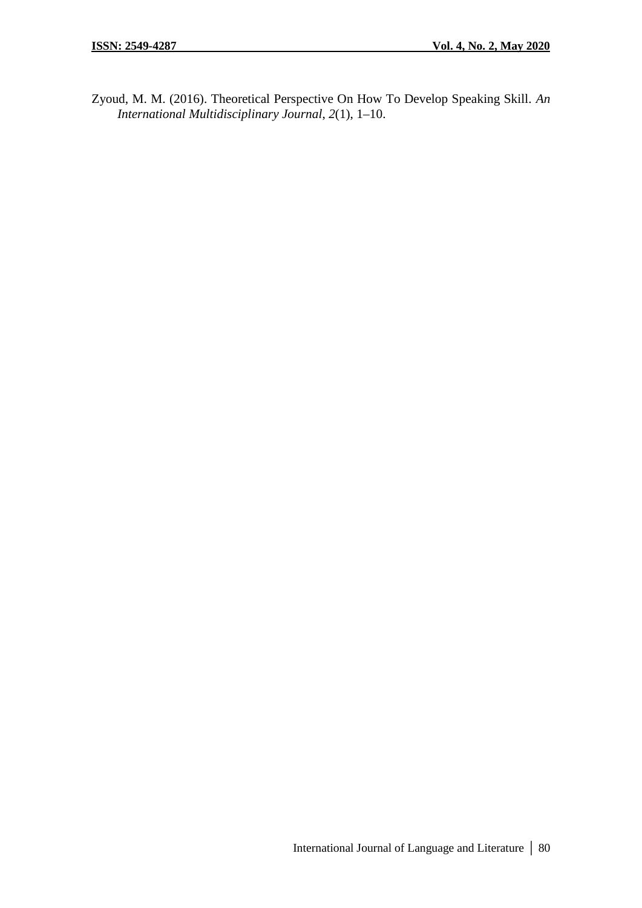Zyoud, M. M. (2016). Theoretical Perspective On How To Develop Speaking Skill. *An International Multidisciplinary Journal*, *2*(1), 1–10.